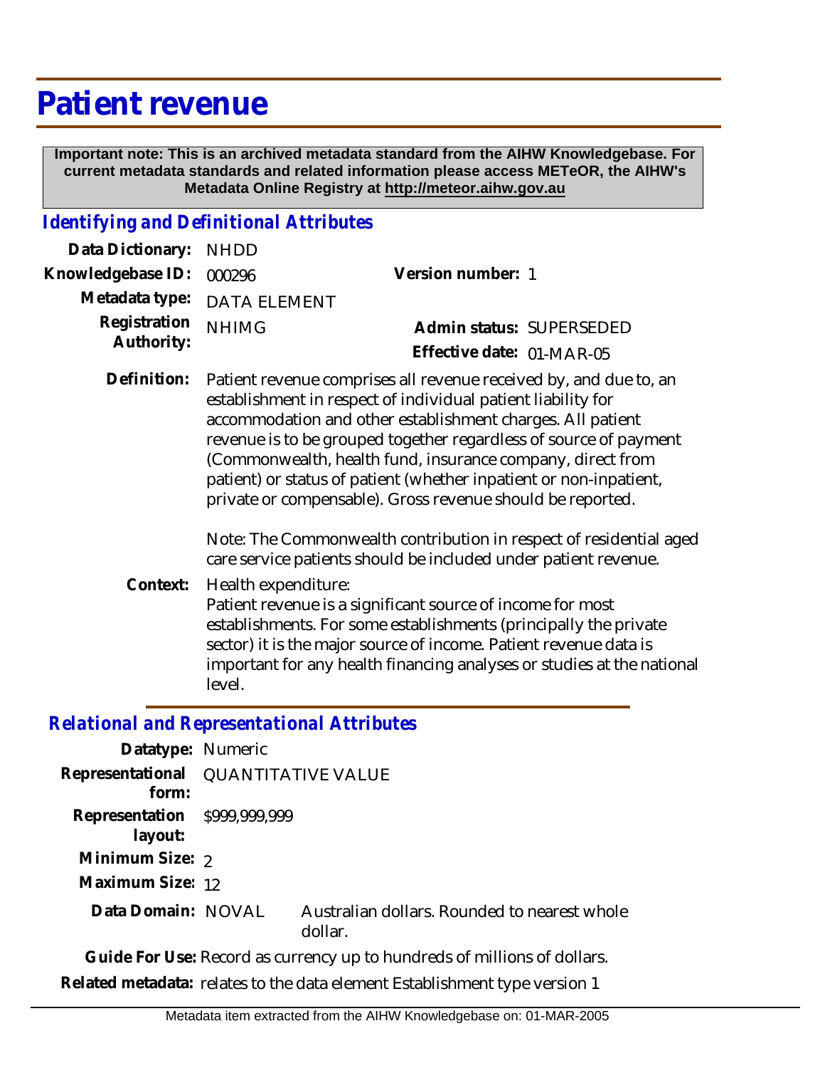# Patient revenue

**Important note: This is an archived metadata standard from the AIHW Knowledgebase. For current metadata standards and related information please access METeOR, the AIHW's Metadata Online Registry at http://meteor.aihw.gov.au**

## *Identifying and Definitional Attributes*

**Data Dictionary:** NHDD

**Knowledgebase ID:** 000296

**Version number:** 1

**Metadata type:** DATA ELEMENT

**Registration Authority:** NHIMG

**Admin status:** SUPERSEDED

**Effective date:** 01-MAR-05

**Definition:** Patient revenue comprises all revenue received by, and due to, an establishment in respect of individual patient liability for accommodation and other establishment charges. All patient revenue is to be grouped together regardless of source of payment (Commonwealth, health fund, insurance company, direct from patient) or status of patient (whether inpatient or non-inpatient, private or compensable). Gross revenue should be reported.

Note: The Commonwealth contribution in respect of residential aged care service patients should be included under patient revenue.

**Context:** Health expenditure:
Patient revenue is a significant source of income for most establishments. For some establishments (principally the private sector) it is the major source of income. Patient revenue data is important for any health financing analyses or studies at the national level.

## *Relational and Representational Attributes*

**Datatype:** Numeric

**Representational form:** QUANTITATIVE VALUE

**Representation layout:** $999,999,999

**Minimum Size:** 2

**Maximum Size:** 12

**Data Domain:** NOVAL Australian dollars. Rounded to nearest whole dollar.

**Guide For Use:** Record as currency up to hundreds of millions of dollars.

**Related metadata:** relates to the data element Establishment type version 1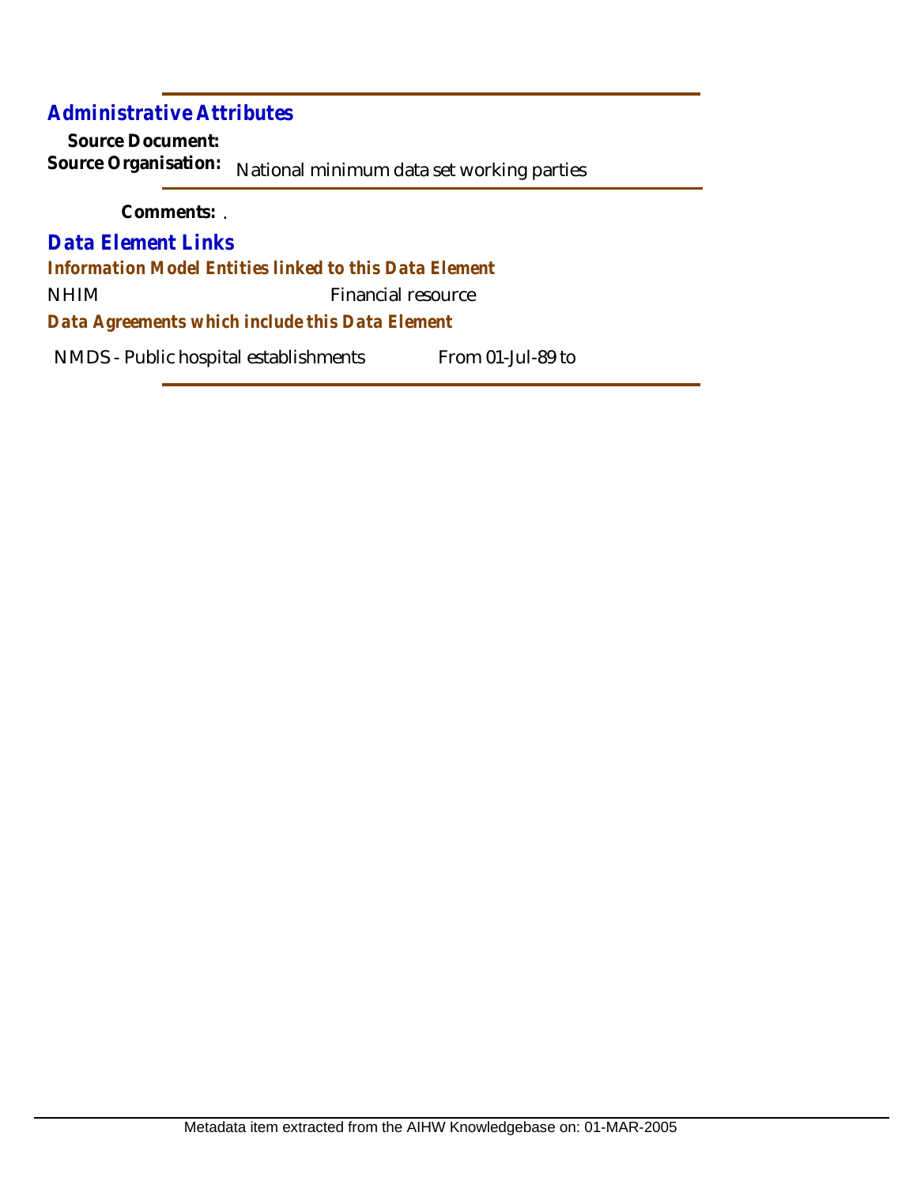## Administrative Attributes

**Source Document:**

**Source Organisation:** National minimum data set working parties

**Comments:** .

## Data Element Links

### *Information Model Entities linked to this Data Element*

| | |
|---|---|
| NHIM | Financial resource |

### *Data Agreements which include this Data Element*

| | |
|---|---|
| NMDS - Public hospital establishments | From 01-Jul-89 to |

Metadata item extracted from the AIHW Knowledgebase on: 01-MAR-2005